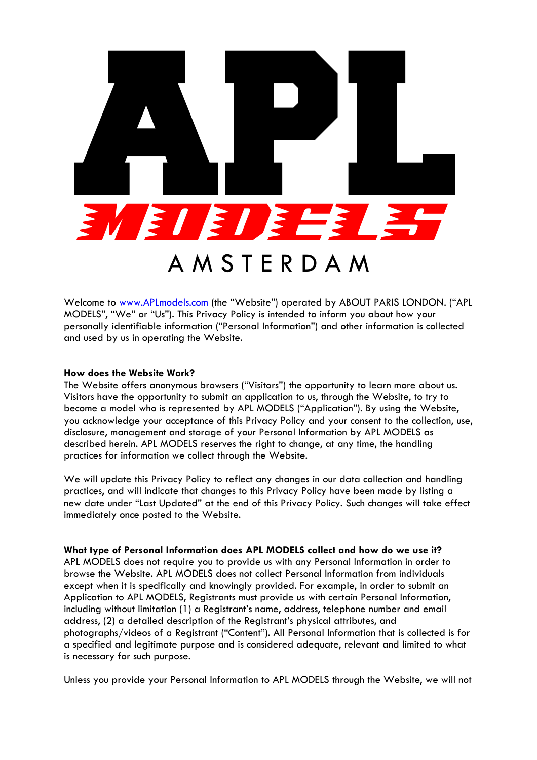# APL MODELS

AMSTERDAM

Welcome to [www.APLmodels.com](http://www.APLmodels.com) (the "Website") operated by ABOUT PARIS LONDON. ("APL MODELS", "We" or "Us"). This Privacy Policy is intended to inform you about how your personally identifiable information ("Personal Information") and other information is collected and used by us in operating the Website.

**How does the Website Work?**

The Website offers anonymous browsers ("Visitors") the opportunity to learn more about us. Visitors have the opportunity to submit an application to us, through the Website, to try to become a model who is represented by APL MODELS ("Application"). By using the Website, you acknowledge your acceptance of this Privacy Policy and your consent to the collection, use, disclosure, management and storage of your Personal Information by APL MODELS as described herein. APL MODELS reserves the right to change, at any time, the handling practices for information we collect through the Website.

We will update this Privacy Policy to reflect any changes in our data collection and handling practices, and will indicate that changes to this Privacy Policy have been made by listing a new date under "Last Updated" at the end of this Privacy Policy. Such changes will take effect immediately once posted to the Website.

**What type of Personal Information does APL MODELS collect and how do we use it?**

APL MODELS does not require you to provide us with any Personal Information in order to browse the Website. APL MODELS does not collect Personal Information from individuals except when it is specifically and knowingly provided. For example, in order to submit an Application to APL MODELS, Registrants must provide us with certain Personal Information, including without limitation (1) a Registrant's name, address, telephone number and email address, (2) a detailed description of the Registrant's physical attributes, and photographs/videos of a Registrant ("Content"). All Personal Information that is collected is for a specified and legitimate purpose and is considered adequate, relevant and limited to what is necessary for such purpose.

Unless you provide your Personal Information to APL MODELS through the Website, we will not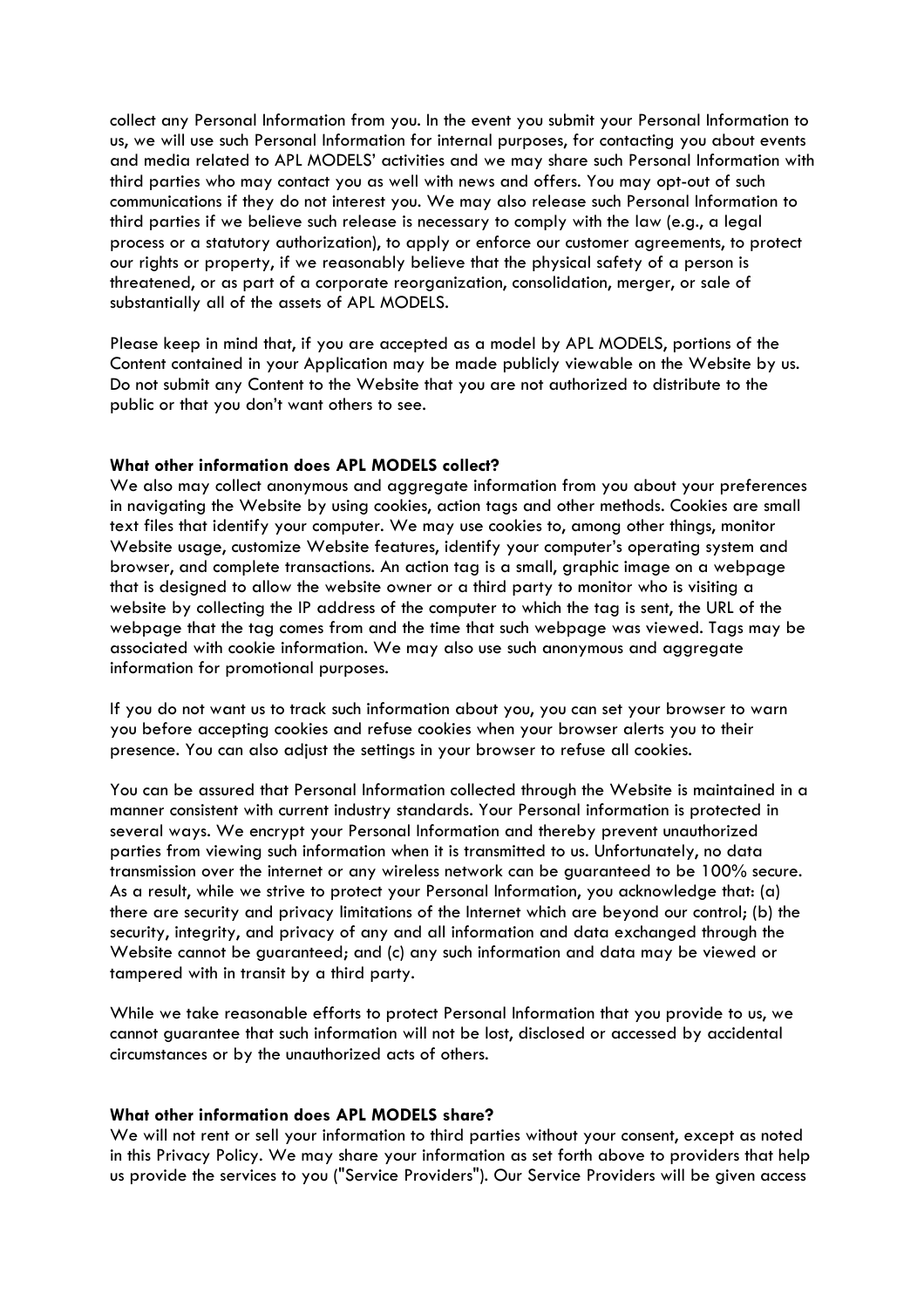collect any Personal Information from you. In the event you submit your Personal Information to us, we will use such Personal Information for internal purposes, for contacting you about events and media related to APL MODELS' activities and we may share such Personal Information with third parties who may contact you as well with news and offers. You may opt-out of such communications if they do not interest you. We may also release such Personal Information to third parties if we believe such release is necessary to comply with the law (e.g., a legal process or a statutory authorization), to apply or enforce our customer agreements, to protect our rights or property, if we reasonably believe that the physical safety of a person is threatened, or as part of a corporate reorganization, consolidation, merger, or sale of substantially all of the assets of APL MODELS.

Please keep in mind that, if you are accepted as a model by APL MODELS, portions of the Content contained in your Application may be made publicly viewable on the Website by us. Do not submit any Content to the Website that you are not authorized to distribute to the public or that you don't want others to see.

**What other information does APL MODELS collect?**

We also may collect anonymous and aggregate information from you about your preferences in navigating the Website by using cookies, action tags and other methods. Cookies are small text files that identify your computer. We may use cookies to, among other things, monitor Website usage, customize Website features, identify your computer's operating system and browser, and complete transactions. An action tag is a small, graphic image on a webpage that is designed to allow the website owner or a third party to monitor who is visiting a website by collecting the IP address of the computer to which the tag is sent, the URL of the webpage that the tag comes from and the time that such webpage was viewed. Tags may be associated with cookie information. We may also use such anonymous and aggregate information for promotional purposes.

If you do not want us to track such information about you, you can set your browser to warn you before accepting cookies and refuse cookies when your browser alerts you to their presence. You can also adjust the settings in your browser to refuse all cookies.

You can be assured that Personal Information collected through the Website is maintained in a manner consistent with current industry standards. Your Personal information is protected in several ways. We encrypt your Personal Information and thereby prevent unauthorized parties from viewing such information when it is transmitted to us. Unfortunately, no data transmission over the internet or any wireless network can be guaranteed to be 100% secure. As a result, while we strive to protect your Personal Information, you acknowledge that: (a) there are security and privacy limitations of the Internet which are beyond our control; (b) the security, integrity, and privacy of any and all information and data exchanged through the Website cannot be guaranteed; and (c) any such information and data may be viewed or tampered with in transit by a third party.

While we take reasonable efforts to protect Personal Information that you provide to us, we cannot guarantee that such information will not be lost, disclosed or accessed by accidental circumstances or by the unauthorized acts of others.

**What other information does APL MODELS share?**

We will not rent or sell your information to third parties without your consent, except as noted in this Privacy Policy. We may share your information as set forth above to providers that help us provide the services to you ("Service Providers"). Our Service Providers will be given access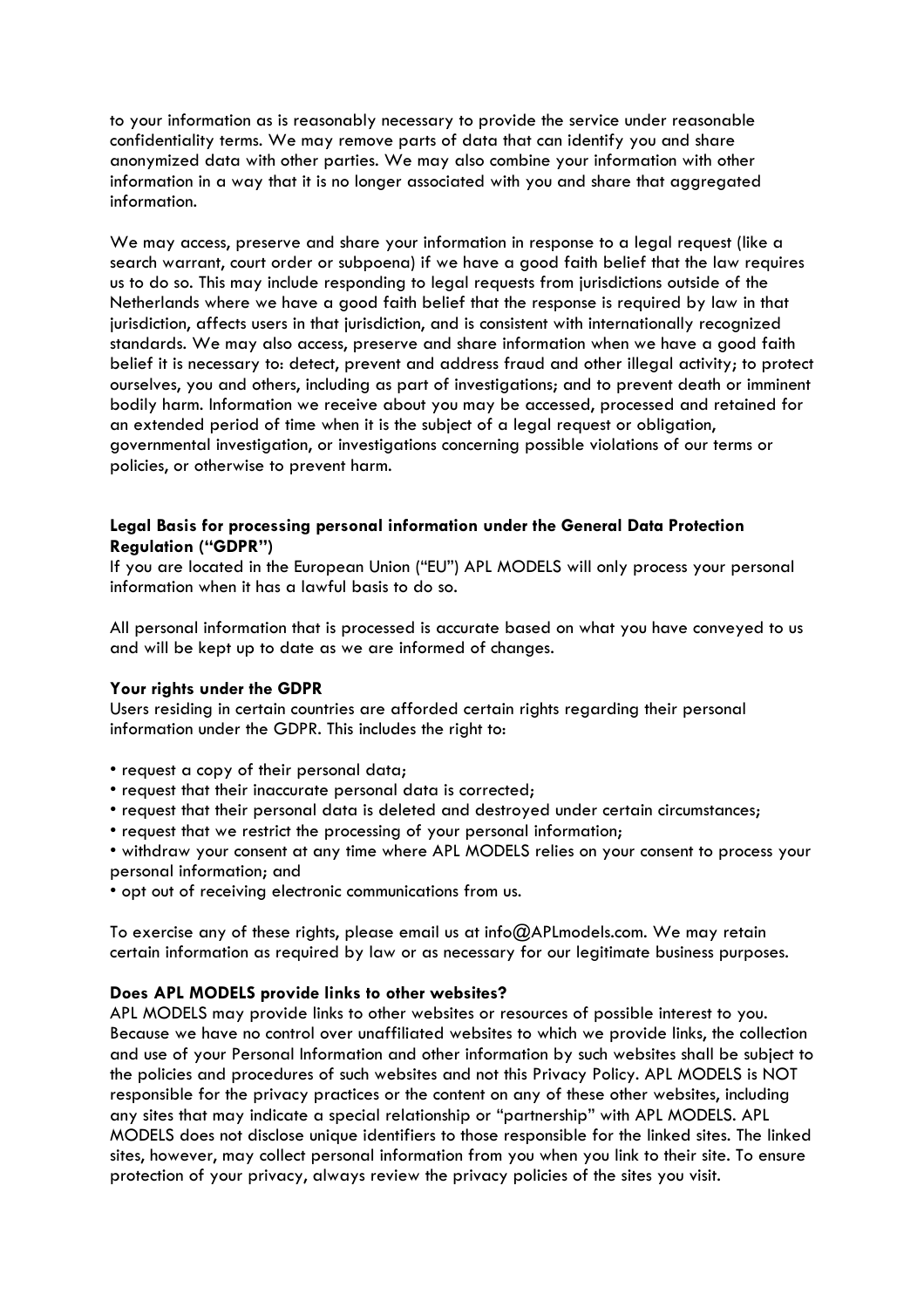to your information as is reasonably necessary to provide the service under reasonable confidentiality terms. We may remove parts of data that can identify you and share anonymized data with other parties. We may also combine your information with other information in a way that it is no longer associated with you and share that aggregated information.

We may access, preserve and share your information in response to a legal request (like a search warrant, court order or subpoena) if we have a good faith belief that the law requires us to do so. This may include responding to legal requests from jurisdictions outside of the Netherlands where we have a good faith belief that the response is required by law in that jurisdiction, affects users in that jurisdiction, and is consistent with internationally recognized standards. We may also access, preserve and share information when we have a good faith belief it is necessary to: detect, prevent and address fraud and other illegal activity; to protect ourselves, you and others, including as part of investigations; and to prevent death or imminent bodily harm. Information we receive about you may be accessed, processed and retained for an extended period of time when it is the subject of a legal request or obligation, governmental investigation, or investigations concerning possible violations of our terms or policies, or otherwise to prevent harm.

**Legal Basis for processing personal information under the General Data Protection Regulation ("GDPR")**

If you are located in the European Union ("EU") APL MODELS will only process your personal information when it has a lawful basis to do so.

All personal information that is processed is accurate based on what you have conveyed to us and will be kept up to date as we are informed of changes.

**Your rights under the GDPR**

Users residing in certain countries are afforded certain rights regarding their personal information under the GDPR. This includes the right to:

- request a copy of their personal data;
- request that their inaccurate personal data is corrected;
- request that their personal data is deleted and destroyed under certain circumstances;
- request that we restrict the processing of your personal information;
- withdraw your consent at any time where APL MODELS relies on your consent to process your personal information; and
- opt out of receiving electronic communications from us.

To exercise any of these rights, please email us at info@APLmodels.com. We may retain certain information as required by law or as necessary for our legitimate business purposes.

**Does APL MODELS provide links to other websites?**

APL MODELS may provide links to other websites or resources of possible interest to you. Because we have no control over unaffiliated websites to which we provide links, the collection and use of your Personal Information and other information by such websites shall be subject to the policies and procedures of such websites and not this Privacy Policy. APL MODELS is NOT responsible for the privacy practices or the content on any of these other websites, including any sites that may indicate a special relationship or "partnership" with APL MODELS. APL MODELS does not disclose unique identifiers to those responsible for the linked sites. The linked sites, however, may collect personal information from you when you link to their site. To ensure protection of your privacy, always review the privacy policies of the sites you visit.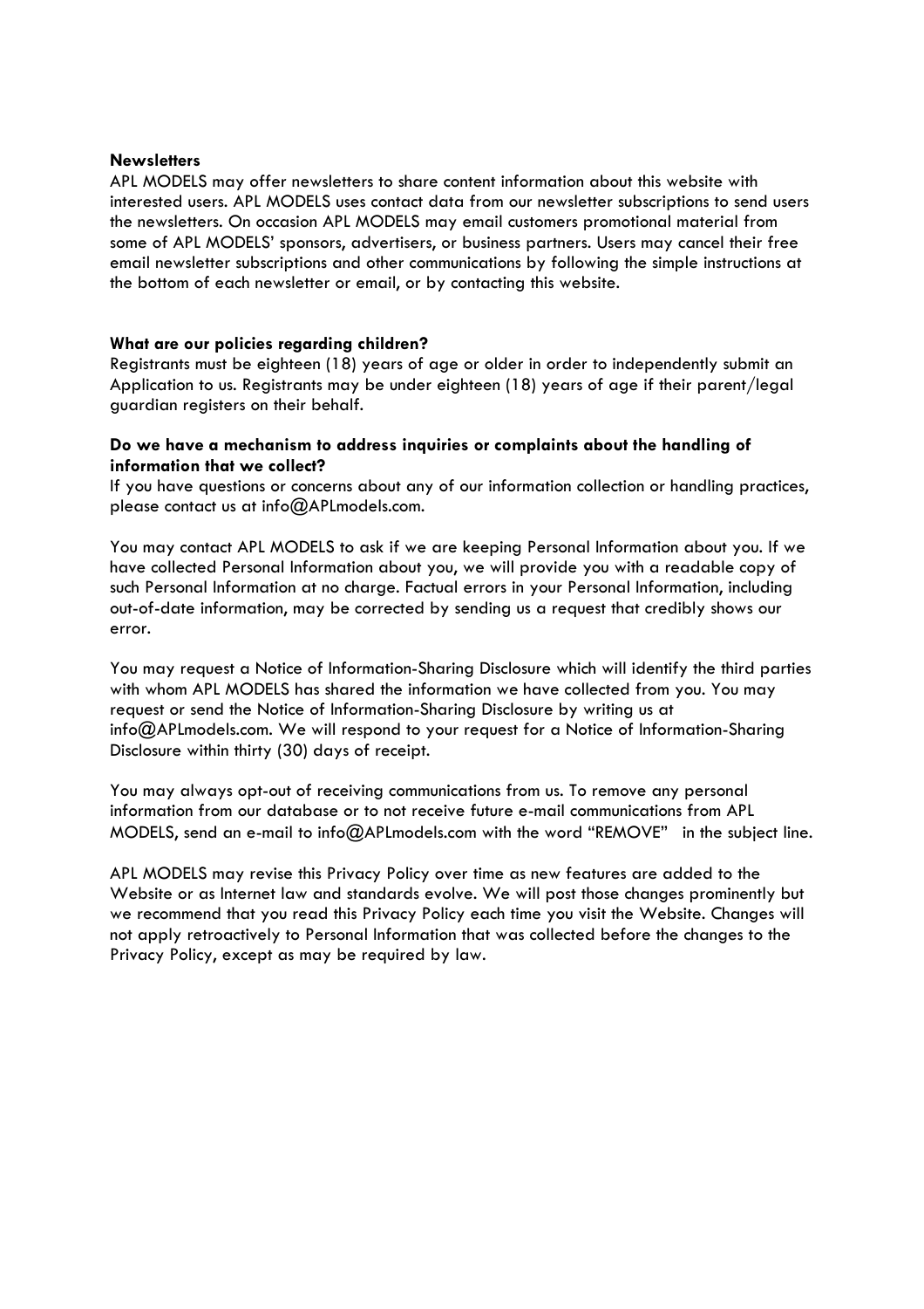**Newsletters**

APL MODELS may offer newsletters to share content information about this website with interested users. APL MODELS uses contact data from our newsletter subscriptions to send users the newsletters. On occasion APL MODELS may email customers promotional material from some of APL MODELS' sponsors, advertisers, or business partners. Users may cancel their free email newsletter subscriptions and other communications by following the simple instructions at the bottom of each newsletter or email, or by contacting this website.

**What are our policies regarding children?**

Registrants must be eighteen (18) years of age or older in order to independently submit an Application to us. Registrants may be under eighteen (18) years of age if their parent/legal guardian registers on their behalf.

**Do we have a mechanism to address inquiries or complaints about the handling of information that we collect?**

If you have questions or concerns about any of our information collection or handling practices, please contact us at info@APLmodels.com.

You may contact APL MODELS to ask if we are keeping Personal Information about you. If we have collected Personal Information about you, we will provide you with a readable copy of such Personal Information at no charge. Factual errors in your Personal Information, including out-of-date information, may be corrected by sending us a request that credibly shows our error.

You may request a Notice of Information-Sharing Disclosure which will identify the third parties with whom APL MODELS has shared the information we have collected from you. You may request or send the Notice of Information-Sharing Disclosure by writing us at info@APLmodels.com. We will respond to your request for a Notice of Information-Sharing Disclosure within thirty (30) days of receipt.

You may always opt-out of receiving communications from us. To remove any personal information from our database or to not receive future e-mail communications from APL MODELS, send an e-mail to info@APLmodels.com with the word "REMOVE" in the subject line.

APL MODELS may revise this Privacy Policy over time as new features are added to the Website or as Internet law and standards evolve. We will post those changes prominently but we recommend that you read this Privacy Policy each time you visit the Website. Changes will not apply retroactively to Personal Information that was collected before the changes to the Privacy Policy, except as may be required by law.